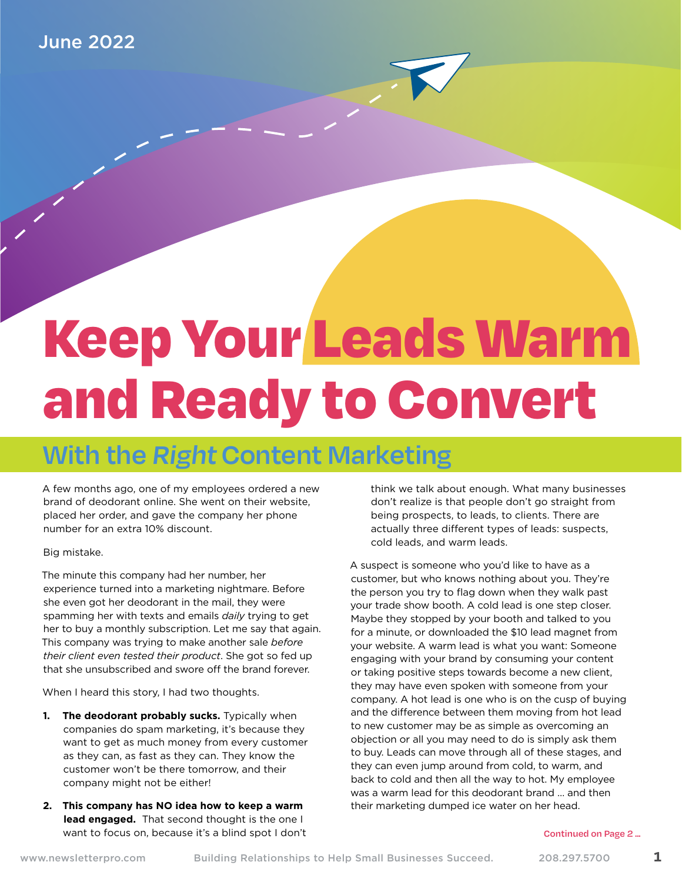June 2022

# Keep Your Leads Warm and Ready to Convert

## With the *Right* Content Marketing

A few months ago, one of my employees ordered a new brand of deodorant online. She went on their website, placed her order, and gave the company her phone number for an extra 10% discount.

Big mistake.

The minute this company had her number, her experience turned into a marketing nightmare. Before she even got her deodorant in the mail, they were spamming her with texts and emails *daily* trying to get her to buy a monthly subscription. Let me say that again. This company was trying to make another sale *before their client even tested their product*. She got so fed up that she unsubscribed and swore off the brand forever.

When I heard this story, I had two thoughts.

1. **The deodorant probably sucks.** Typically when companies do spam marketing, it's because they want to get as much money from every customer as they can, as fast as they can. They know the customer won't be there tomorrow, and their company might not be either!
2. **This company has NO idea how to keep a warm lead engaged.** That second thought is the one I want to focus on, because it's a blind spot I don't think we talk about enough. What many businesses don't realize is that people don't go straight from being prospects, to leads, to clients. There are actually three different types of leads: suspects, cold leads, and warm leads.

A suspect is someone who you'd like to have as a customer, but who knows nothing about you. They're the person you try to flag down when they walk past your trade show booth. A cold lead is one step closer. Maybe they stopped by your booth and talked to you for a minute, or downloaded the $10 lead magnet from your website. A warm lead is what you want: Someone engaging with your brand by consuming your content or taking positive steps towards become a new client, they may have even spoken with someone from your company. A hot lead is one who is on the cusp of buying and the difference between them moving from hot lead to new customer may be as simple as overcoming an objection or all you may need to do is simply ask them to buy. Leads can move through all of these stages, and they can even jump around from cold, to warm, and back to cold and then all the way to hot. My employee was a warm lead for this deodorant brand … and then their marketing dumped ice water on her head.

Continued on Page 2 …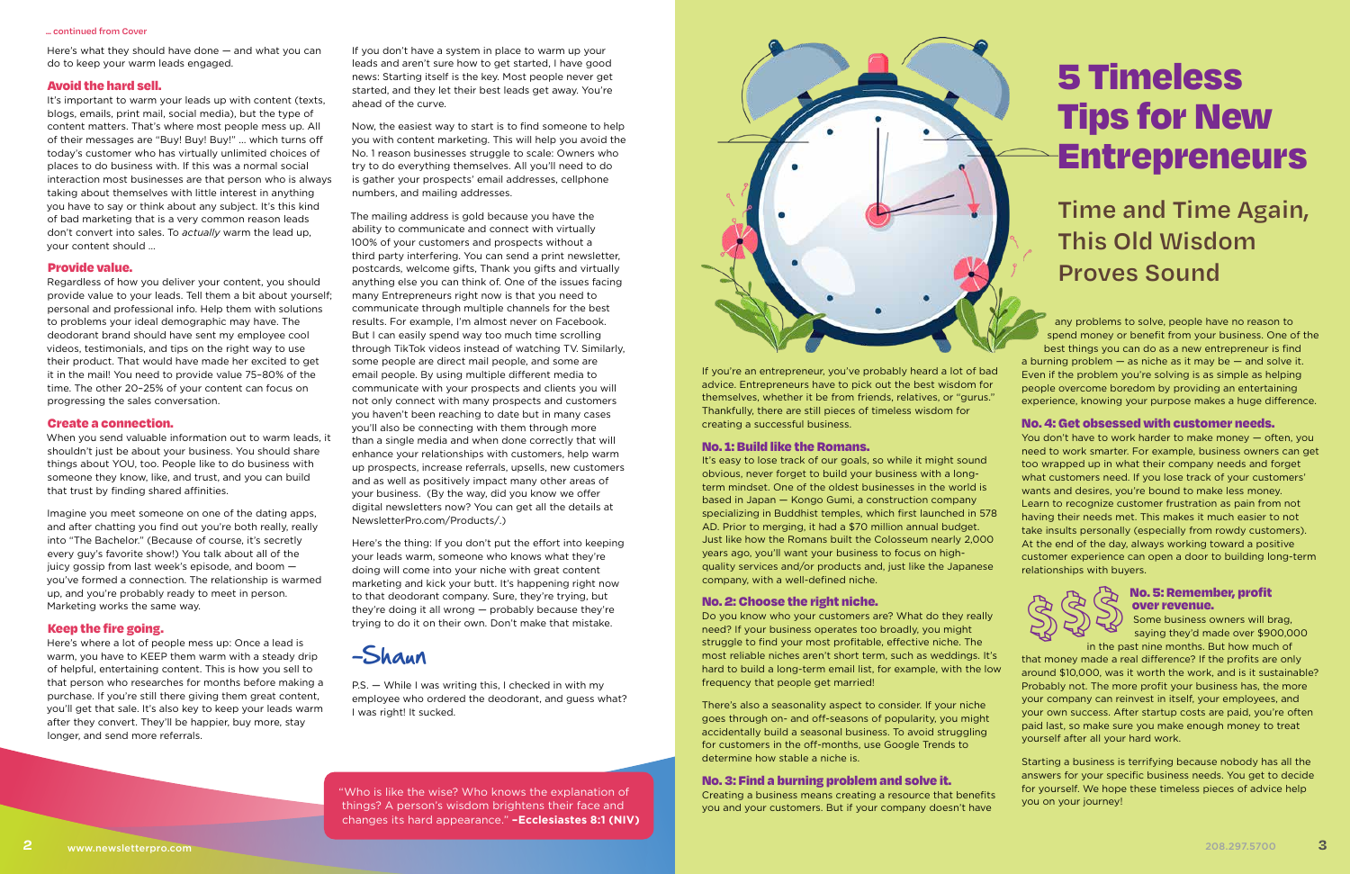... continued from Cover

Here's what they should have done — and what you can do to keep your warm leads engaged.

### Avoid the hard sell.

It's important to warm your leads up with content (texts, blogs, emails, print mail, social media), but the type of content matters. That's where most people mess up. All of their messages are "Buy! Buy! Buy!" … which turns off today's customer who has virtually unlimited choices of places to do business with. If this was a normal social interaction most businesses are that person who is always taking about themselves with little interest in anything you have to say or think about any subject. It's this kind of bad marketing that is a very common reason leads don't convert into sales. To *actually* warm the lead up, your content should …

### Provide value.

Regardless of how you deliver your content, you should provide value to your leads. Tell them a bit about yourself; personal and professional info. Help them with solutions to problems your ideal demographic may have. The deodorant brand should have sent my employee cool videos, testimonials, and tips on the right way to use their product. That would have made her excited to get it in the mail! You need to provide value 75–80% of the time. The other 20–25% of your content can focus on progressing the sales conversation.

### Create a connection.

When you send valuable information out to warm leads, it shouldn't just be about your business. You should share things about YOU, too. People like to do business with someone they know, like, and trust, and you can build that trust by finding shared affinities.

Imagine you meet someone on one of the dating apps, and after chatting you find out you're both really, really into "The Bachelor." (Because of course, it's secretly every guy's favorite show!) You talk about all of the juicy gossip from last week's episode, and boom — you've formed a connection. The relationship is warmed up, and you're probably ready to meet in person. Marketing works the same way.

### Keep the fire going.

Here's where a lot of people mess up: Once a lead is warm, you have to KEEP them warm with a steady drip of helpful, entertaining content. This is how you sell to that person who researches for months before making a purchase. If you're still there giving them great content, you'll get that sale. It's also key to keep your leads warm after they convert. They'll be happier, buy more, stay longer, and send more referrals.

If you don't have a system in place to warm up your leads and aren't sure how to get started, I have good news: Starting itself is the key. Most people never get started, and they let their best leads get away. You're ahead of the curve.

Now, the easiest way to start is to find someone to help you with content marketing. This will help you avoid the No. 1 reason businesses struggle to scale: Owners who try to do everything themselves. All you'll need to do is gather your prospects' email addresses, cellphone numbers, and mailing addresses.

The mailing address is gold because you have the ability to communicate and connect with virtually 100% of your customers and prospects without a third party interfering. You can send a print newsletter, postcards, welcome gifts, Thank you gifts and virtually anything else you can think of. One of the issues facing many Entrepreneurs right now is that you need to communicate through multiple channels for the best results. For example, I'm almost never on Facebook. But I can easily spend way too much time scrolling through TikTok videos instead of watching TV. Similarly, some people are direct mail people, and some are email people. By using multiple different media to communicate with your prospects and clients you will not only connect with many prospects and customers you haven't been reaching to date but in many cases you'll also be connecting with them through more than a single media and when done correctly that will enhance your relationships with customers, help warm up prospects, increase referrals, upsells, new customers and as well as positively impact many other areas of your business. (By the way, did you know we offer digital newsletters now? You can get all the details at NewsletterPro.com/Products/.)

Here's the thing: If you don't put the effort into keeping your leads warm, someone who knows what they're doing will come into your niche with great content marketing and kick your butt. It's happening right now to that deodorant company. Sure, they're trying, but they're doing it all wrong — probably because they're trying to do it on their own. Don't make that mistake.

–Shaun

P.S. — While I was writing this, I checked in with my employee who ordered the deodorant, and guess what? I was right! It sucked.

"Who is like the wise? Who knows the explanation of things? A person's wisdom brightens their face and changes its hard appearance." **–Ecclesiastes 8:1 (NIV)**

# 5 Timeless Tips for New Entrepreneurs

## Time and Time Again, This Old Wisdom Proves Sound

If you're an entrepreneur, you've probably heard a lot of bad advice. Entrepreneurs have to pick out the best wisdom for themselves, whether it be from friends, relatives, or "gurus." Thankfully, there are still pieces of timeless wisdom for creating a successful business.

### No. 1: Build like the Romans.

It's easy to lose track of our goals, so while it might sound obvious, never forget to build your business with a long-term mindset. One of the oldest businesses in the world is based in Japan — Kongo Gumi, a construction company specializing in Buddhist temples, which first launched in 578 AD. Prior to merging, it had a $70 million annual budget. Just like how the Romans built the Colosseum nearly 2,000 years ago, you'll want your business to focus on high-quality services and/or products and, just like the Japanese company, with a well-defined niche.

### No. 2: Choose the right niche.

Do you know who your customers are? What do they really need? If your business operates too broadly, you might struggle to find your most profitable, effective niche. The most reliable niches aren't short term, such as weddings. It's hard to build a long-term email list, for example, with the low frequency that people get married!

There's also a seasonality aspect to consider. If your niche goes through on- and off-seasons of popularity, you might accidentally build a seasonal business. To avoid struggling for customers in the off-months, use Google Trends to determine how stable a niche is.

### No. 3: Find a burning problem and solve it.

Creating a business means creating a resource that benefits you and your customers. But if your company doesn't have any problems to solve, people have no reason to spend money or benefit from your business. One of the best things you can do as a new entrepreneur is find a burning problem — as niche as it may be — and solve it. Even if the problem you're solving is as simple as helping people overcome boredom by providing an entertaining experience, knowing your purpose makes a huge difference.

### No. 4: Get obsessed with customer needs.

You don't have to work harder to make money — often, you need to work smarter. For example, business owners can get too wrapped up in what their company needs and forget what customers need. If you lose track of your customers' wants and desires, you're bound to make less money. Learn to recognize customer frustration as pain from not having their needs met. This makes it much easier to not take insults personally (especially from rowdy customers). At the end of the day, always working toward a positive customer experience can open a door to building long-term relationships with buyers.

### No. 5: Remember, profit over revenue.

Some business owners will brag, saying they'd made over $900,000 in the past nine months. But how much of that money made a real difference? If the profits are only around $10,000, was it worth the work, and is it sustainable? Probably not. The more profit your business has, the more your company can reinvest in itself, your employees, and your own success. After startup costs are paid, you're often paid last, so make sure you make enough money to treat yourself after all your hard work.

Starting a business is terrifying because nobody has all the answers for your specific business needs. You get to decide for yourself. We hope these timeless pieces of advice help you on your journey!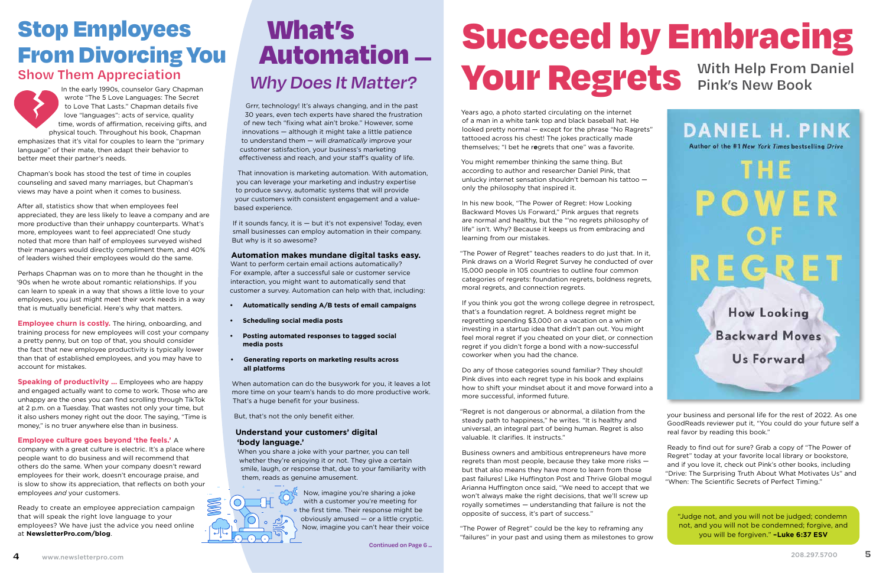# Stop Employees From Divorcing You

## Show Them Appreciation

In the early 1990s, counselor Gary Chapman wrote "The 5 Love Languages: The Secret to Love That Lasts." Chapman details five love "languages": acts of service, quality time, words of affirmation, receiving gifts, and physical touch. Throughout his book, Chapman emphasizes that it's vital for couples to learn the "primary language" of their mate, then adapt their behavior to better meet their partner's needs.

Chapman's book has stood the test of time in couples counseling and saved many marriages, but Chapman's views may have a point when it comes to business.

After all, statistics show that when employees feel appreciated, they are less likely to leave a company and are more productive than their unhappy counterparts. What's more, employees want to feel appreciated! One study noted that more than half of employees surveyed wished their managers would directly compliment them, and 40% of leaders wished their employees would do the same.

Perhaps Chapman was on to more than he thought in the '90s when he wrote about romantic relationships. If you can learn to speak in a way that shows a little love to your employees, you just might meet their work needs in a way that is mutually beneficial. Here's why that matters.

**Employee churn is costly.** The hiring, onboarding, and training process for new employees will cost your company a pretty penny, but on top of that, you should consider the fact that new employee productivity is typically lower than that of established employees, and you may have to account for mistakes.

**Speaking of productivity …** Employees who are happy and engaged actually want to come to work. Those who are unhappy are the ones you can find scrolling through TikTok at 2 p.m. on a Tuesday. That wastes not only your time, but it also ushers money right out the door. The saying, "Time is money," is no truer anywhere else than in business.

**Employee culture goes beyond 'the feels.'** A company with a great culture is electric. It's a place where people want to do business and will recommend that others do the same. When your company doesn't reward employees for their work, doesn't encourage praise, and is slow to show its appreciation, that reflects on both your employees *and* your customers.

Ready to create an employee appreciation campaign that will speak the right love language to your employees? We have just the advice you need online at **NewsletterPro.com/blog**.

# What's Automation —

## *Why Does It Matter?*

Grrr, technology! It's always changing, and in the past 30 years, even tech experts have shared the frustration of new tech "fixing what ain't broke." However, some innovations — although it might take a little patience to understand them — will *dramatically* improve your customer satisfaction, your business's marketing effectiveness and reach, and your staff's quality of life.

That innovation is marketing automation. With automation, you can leverage your marketing and industry expertise to produce savvy, automatic systems that will provide your customers with consistent engagement and a value-based experience.

If it sounds fancy, it is — but it's not expensive! Today, even small businesses can employ automation in their company. But why is it so awesome?

### Automation makes mundane digital tasks easy.

Want to perform certain email actions automatically? For example, after a successful sale or customer service interaction, you might want to automatically send that customer a survey. Automation can help with that, including:

- **Automatically sending A/B tests of email campaigns**
- **Scheduling social media posts**
- **Posting automated responses to tagged social media posts**
- **Generating reports on marketing results across all platforms**

When automation can do the busywork for you, it leaves a lot more time on your team's hands to do more productive work. That's a huge benefit for your business.

But, that's not the only benefit either.

### Understand your customers' digital 'body language.'

When you share a joke with your partner, you can tell whether they're enjoying it or not. They give a certain smile, laugh, or response that, due to your familiarity with them, reads as genuine amusement.

Now, imagine you're sharing a joke with a customer you're meeting for the first time. Their response might be obviously amused — or a little cryptic. Now, imagine you can't hear their voice

Continued on Page 6 …

# Succeed by Embracing Your Regrets

## With Help From Daniel Pink's New Book

Years ago, a photo started circulating on the internet of a man in a white tank top and black baseball hat. He looked pretty normal — except for the phrase "No Ragrets" tattooed across his chest! The jokes practically made themselves; "I bet he r**e**grets that one" was a favorite.

You might remember thinking the same thing. But according to author and researcher Daniel Pink, that unlucky internet sensation shouldn't bemoan his tattoo — only the philosophy that inspired it.

In his new book, "The Power of Regret: How Looking Backward Moves Us Forward," Pink argues that regrets are normal and healthy, but the "'no regrets philosophy of life" isn't. Why? Because it keeps us from embracing and learning from our mistakes.

"The Power of Regret" teaches readers to do just that. In it, Pink draws on a World Regret Survey he conducted of over 15,000 people in 105 countries to outline four common categories of regrets: foundation regrets, boldness regrets, moral regrets, and connection regrets.

If you think you got the wrong college degree in retrospect, that's a foundation regret. A boldness regret might be regretting spending $3,000 on a vacation on a whim or investing in a startup idea that didn't pan out. You might feel moral regret if you cheated on your diet, or connection regret if you didn't forge a bond with a now-successful coworker when you had the chance.

Do any of those categories sound familiar? They should! Pink dives into each regret type in his book and explains how to shift your mindset about it and move forward into a more successful, informed future.

"Regret is not dangerous or abnormal, a dilation from the steady path to happiness," he writes. "It is healthy and universal, an integral part of being human. Regret is also valuable. It clarifies. It instructs."

Business owners and ambitious entrepreneurs have more regrets than most people, because they take more risks — but that also means they have more to learn from those past failures! Like Huffington Post and Thrive Global mogul Arianna Huffington once said, "We need to accept that we won't always make the right decisions, that we'll screw up royally sometimes — understanding that failure is not the opposite of success, it's part of success."

"The Power of Regret" could be the key to reframing any "failures" in your past and using them as milestones to grow your business and personal life for the rest of 2022. As one GoodReads reviewer put it, "You could do your future self a real favor by reading this book."

Ready to find out for sure? Grab a copy of "The Power of Regret" today at your favorite local library or bookstore, and if you love it, check out Pink's other books, including "Drive: The Surprising Truth About What Motivates Us" and "When: The Scientific Secrets of Perfect Timing."

"Judge not, and you will not be judged; condemn not, and you will not be condemned; forgive, and you will be forgiven." **–Luke 6:37 ESV**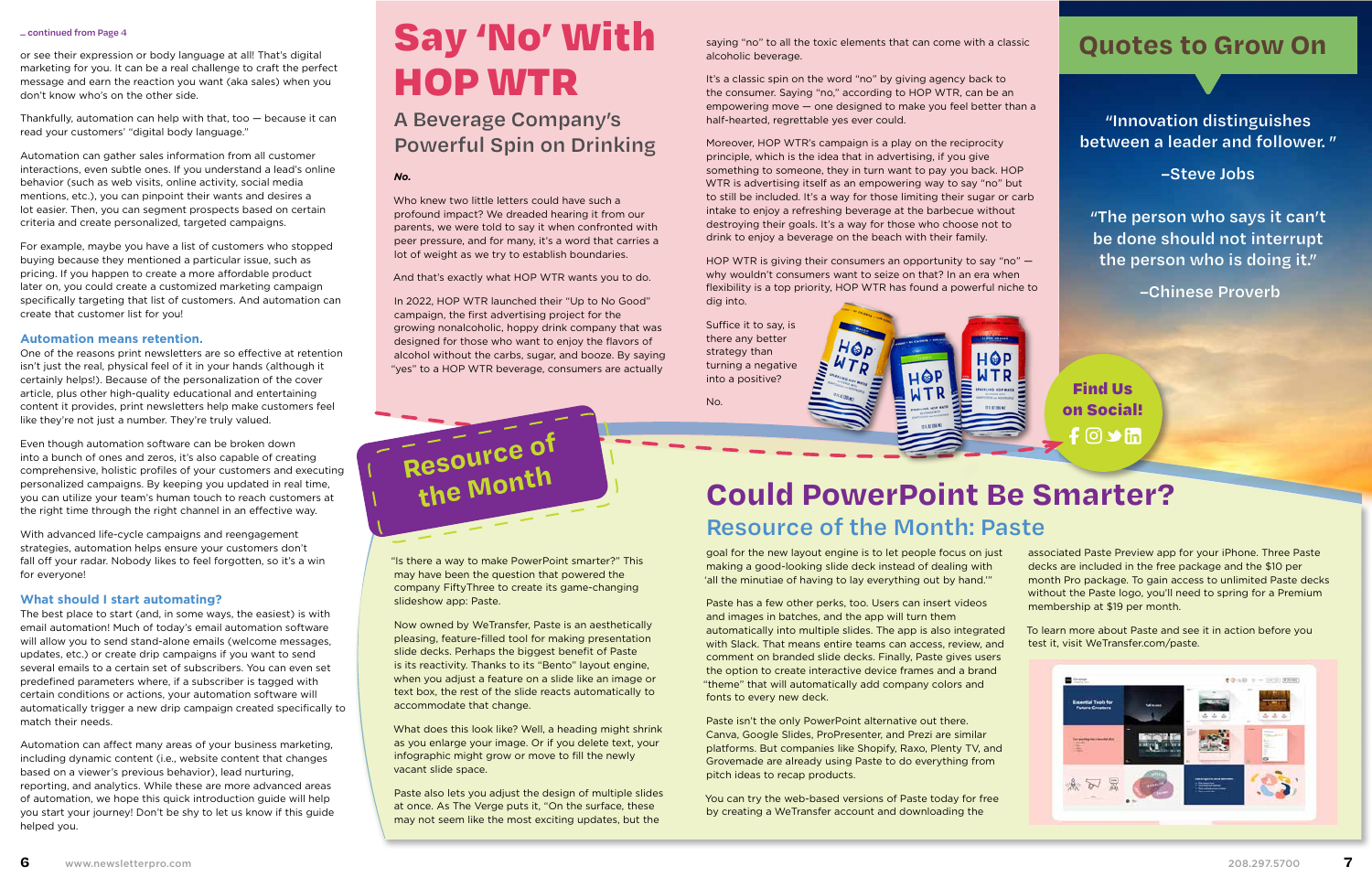... continued from Page 4

or see their expression or body language at all! That's digital marketing for you. It can be a real challenge to craft the perfect message and earn the reaction you want (aka sales) when you don't know who's on the other side.

Thankfully, automation can help with that, too — because it can read your customers' "digital body language."

Automation can gather sales information from all customer interactions, even subtle ones. If you understand a lead's online behavior (such as web visits, visits online, social media mentions, etc.), you can pinpoint their wants and desires a lot easier. Then, you can segment prospects based on certain criteria and create personalized, targeted campaigns.

For example, maybe you have a list of customers who stopped buying because they mentioned a particular issue, such as pricing. If you happen to create a more affordable product later on, you could create a customized marketing campaign specifically targeting that list of customers. And automation can create that customer list for you!

### Automation means retention.

One of the reasons print newsletters are so effective at retention isn't just the real, physical feel of it in your hands (although it certainly helps!). Because of the personalization of the cover article, plus other high-quality educational and entertaining content it provides, print newsletters help make customers feel like they're not just a number. They're truly valued.

Even though automation software can be broken down into a bunch of ones and zeros, it's also capable of creating comprehensive, holistic profiles of your customers and executing personalized campaigns. By keeping you updated in real time, you can utilize your team's human touch to reach customers at the right time through the right channel in an effective way.

With advanced life-cycle campaigns and reengagement strategies, automation helps ensure your customers don't fall off your radar. Nobody likes to feel forgotten, so it's a win for everyone!

### What should I start automating?

The best place to start (and, in some ways, the easiest) is with email automation! Much of today's email automation software will allow you to send stand-alone emails (welcome messages, updates, etc.) or create drip campaigns if you want to send several emails to a certain set of subscribers. You can even set predefined parameters where, if a subscriber is tagged with certain conditions or actions, your automation software will automatically trigger a new drip campaign created specifically to match their needs.

Automation can affect many areas of your business marketing, including dynamic content (i.e., website content that changes based on a viewer's previous behavior), lead nurturing, reporting, and analytics. While these are more advanced areas of automation, we hope this quick introduction guide will help you start your journey! Don't be shy to let us know if this guide helped you.

# Say 'No' With HOP WTR

## A Beverage Company's Powerful Spin on Drinking

***No.***

Who knew two little letters could have such a profound impact? We dreaded hearing it from our parents, we were told to say it when confronted with peer pressure, and for many, it's a word that carries a lot of weight as we try to establish boundaries.

And that's exactly what HOP WTR wants you to do.

In 2022, HOP WTR launched their "Up to No Good" campaign, the first advertising project for the growing nonalcoholic, hoppy drink company that was designed for those who want to enjoy the flavors of alcohol without the carbs, sugar, and booze. By saying "yes" to a HOP WTR beverage, consumers are actually saying "no" to all the toxic elements that can come with a classic alcoholic beverage.

It's a classic spin on the word "no" by giving agency back to the consumer. Saying "no," according to HOP WTR, can be an empowering move — one designed to make you feel better than a half-hearted, regrettable yes ever could.

Moreover, HOP WTR's campaign is a play on the reciprocity principle, which is the idea that in advertising, if you give something to someone, they in turn want to pay you back. HOP WTR is advertising itself as an empowering way to say "no" but to still be included. It's a way for those limiting their sugar or carb intake to enjoy a refreshing beverage at the barbecue without destroying their goals. It's a way for those who choose not to drink to enjoy a beverage on the beach with their family.

HOP WTR is giving their consumers an opportunity to say "no" — why wouldn't consumers want to seize on that? In an era when flexibility is a top priority, HOP WTR has found a powerful niche to dig into.

Suffice it to say, is there any better strategy than turning a negative into a positive?

No.

## Quotes to Grow On

"Innovation distinguishes between a leader and follower."

–Steve Jobs

"The person who says it can't be done should not interrupt the person who is doing it."

–Chinese Proverb

**Find Us on Social!**

Resource of the Month

# Could PowerPoint Be Smarter?

## Resource of the Month: Paste

"Is there a way to make PowerPoint smarter?" This may have been the question that powered the company FiftyThree to create its game-changing slideshow app: Paste.

Now owned by WeTransfer, Paste is an aesthetically pleasing, feature-filled tool for making presentation slide decks. Perhaps the biggest benefit of Paste is its reactivity. Thanks to its "Bento" layout engine, when you adjust a feature on a slide like an image or text box, the rest of the slide reacts automatically to accommodate that change.

What does this look like? Well, a heading might shrink as you enlarge your image. Or if you delete text, your infographic might grow or move to fill the newly vacant slide space.

Paste also lets you adjust the design of multiple slides at once. As The Verge puts it, "On the surface, these may not seem like the most exciting updates, but the goal for the new layout engine is to let people focus on just making a good-looking slide deck instead of dealing with 'all the minutiae of having to lay everything out by hand.'"

Paste has a few other perks, too. Users can insert videos and images in batches, and the app will turn them automatically into multiple slides. The app is also integrated with Slack. That means entire teams can access, review, and comment on branded slide decks. Finally, Paste gives users the option to create interactive device frames and a brand "theme" that will automatically add company colors and fonts to every new deck.

Paste isn't the only PowerPoint alternative out there. Canva, Google Slides, ProPresenter, and Prezi are similar platforms. But companies like Shopify, Raxo, Plenty TV, and Grovemade are already using Paste to do everything from pitch ideas to recap products.

You can try the web-based versions of Paste today for free by creating a WeTransfer account and downloading the associated Paste Preview app for your iPhone. Three Paste decks are included in the free package and the $10 per month Pro package. To gain access to unlimited Paste decks without the Paste logo, you'll need to spring for a Premium membership at $19 per month.

To learn more about Paste and see it in action before you test it, visit WeTransfer.com/paste.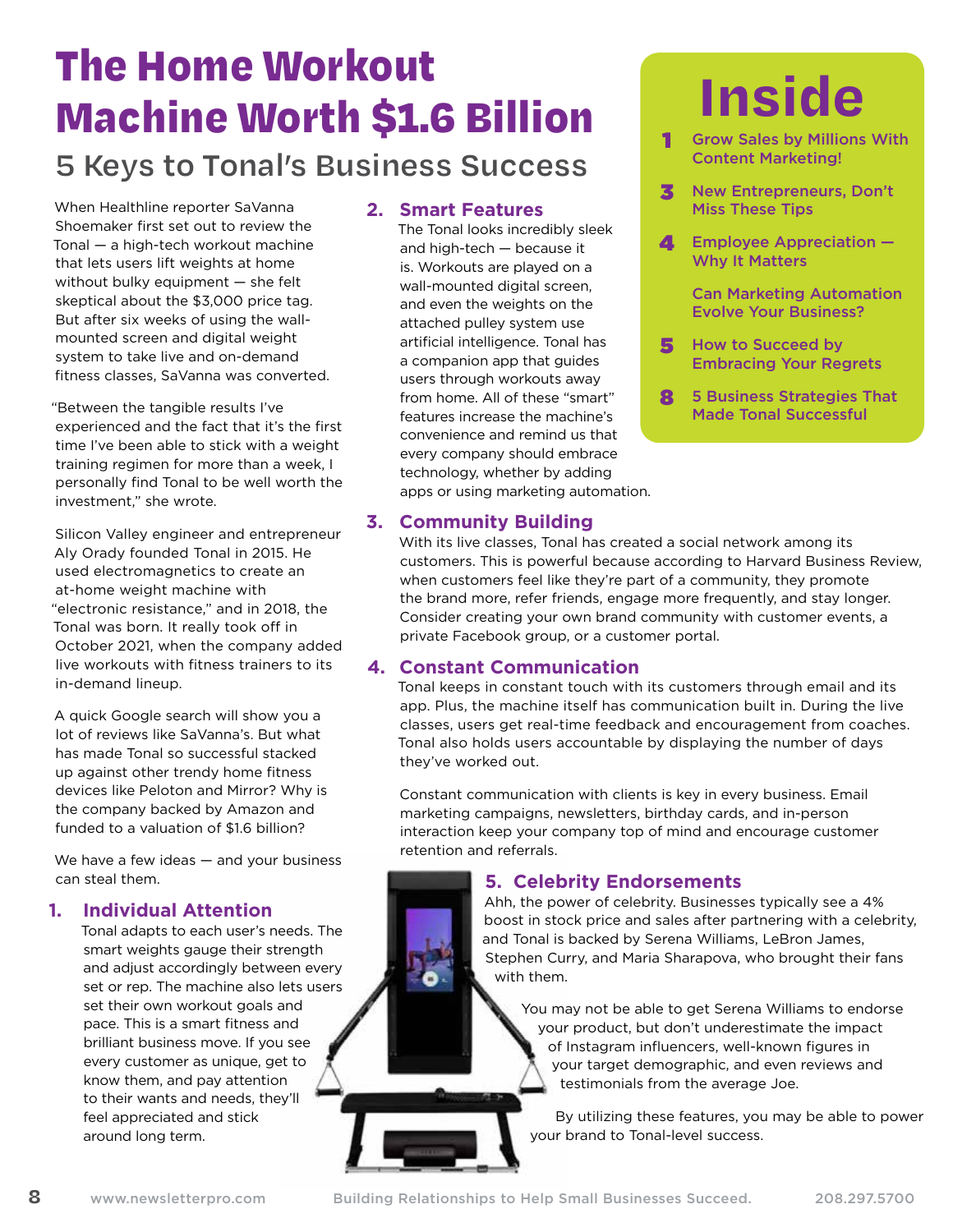# The Home Workout Machine Worth $1.6 Billion

## 5 Keys to Tonal's Business Success

When Healthline reporter SaVanna Shoemaker first set out to review the Tonal — a high-tech workout machine that lets users lift weights at home without bulky equipment — she felt skeptical about the $3,000 price tag. But after six weeks of using the wall-mounted screen and digital weight system to take live and on-demand fitness classes, SaVanna was converted.

"Between the tangible results I've experienced and the fact that it's the first time I've been able to stick with a weight training regimen for more than a week, I personally find Tonal to be well worth the investment," she wrote.

Silicon Valley engineer and entrepreneur Aly Orady founded Tonal in 2015. He used electromagnetics to create an at-home weight machine with "electronic resistance," and in 2018, the Tonal was born. It really took off in October 2021, when the company added live workouts with fitness trainers to its in-demand lineup.

A quick Google search will show you a lot of reviews like SaVanna's. But what has made Tonal so successful stacked up against other trendy home fitness devices like Peloton and Mirror? Why is the company backed by Amazon and funded to a valuation of $1.6 billion?

We have a few ideas — and your business can steal them.

### 1. Individual Attention

Tonal adapts to each user's needs. The smart weights gauge their strength and adjust accordingly between every set or rep. The machine also lets users set their own workout goals and pace. This is a smart fitness and brilliant business move. If you see every customer as unique, get to know them, and pay attention to their wants and needs, they'll feel appreciated and stick around long term.

### 2. Smart Features

The Tonal looks incredibly sleek and high-tech — because it is. Workouts are played on a wall-mounted digital screen, and even the weights on the attached pulley system use artificial intelligence. Tonal has a companion app that guides users through workouts away from home. All of these "smart" features increase the machine's convenience and remind us that every company should embrace technology, whether by adding apps or using marketing automation.

### 3. Community Building

With its live classes, Tonal has created a social network among its customers. This is powerful because according to Harvard Business Review, when customers feel like they're part of a community, they promote the brand more, refer friends, engage more frequently, and stay longer. Consider creating your own brand community with customer events, a private Facebook group, or a customer portal.

### 4. Constant Communication

Tonal keeps in constant touch with its customers through email and its app. Plus, the machine itself has communication built in. During the live classes, users get real-time feedback and encouragement from coaches. Tonal also holds users accountable by displaying the number of days they've worked out.

Constant communication with clients is key in every business. Email marketing campaigns, newsletters, birthday cards, and in-person interaction keep your company top of mind and encourage customer retention and referrals.

### 5. Celebrity Endorsements

Ahh, the power of celebrity. Businesses typically see a 4% boost in stock price and sales after partnering with a celebrity, and Tonal is backed by Serena Williams, LeBron James, Stephen Curry, and Maria Sharapova, who brought their fans with them.

You may not be able to get Serena Williams to endorse your product, but don't underestimate the impact of Instagram influencers, well-known figures in your target demographic, and even reviews and testimonials from the average Joe.

By utilizing these features, you may be able to power your brand to Tonal-level success.

## Inside

1 Grow Sales by Millions With Content Marketing!

3 New Entrepreneurs, Don't Miss These Tips

4 Employee Appreciation — Why It Matters

Can Marketing Automation Evolve Your Business?

5 How to Succeed by Embracing Your Regrets

8 5 Business Strategies That Made Tonal Successful